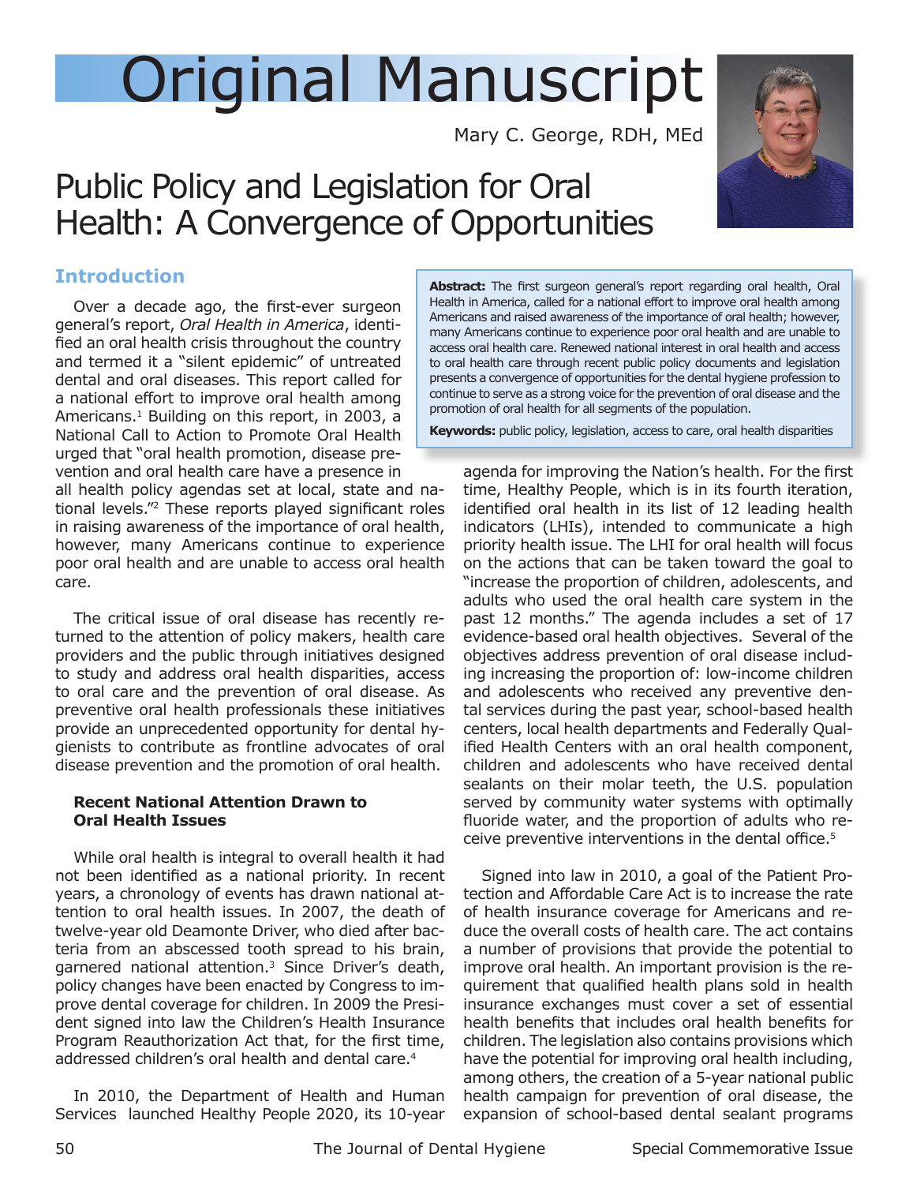# Original Manuscript

Mary C. George, RDH, MEd

# Public Policy and Legislation for Oral Health: A Convergence of Opportunities

**Abstract:** The first surgeon general's report regarding oral health, Oral Health in America, called for a national effort to improve oral health among Americans and raised awareness of the importance of oral health; however, many Americans continue to experience poor oral health and are unable to access oral health care. Renewed national interest in oral health and access to oral health care through recent public policy documents and legislation presents a convergence of opportunities for the dental hygiene profession to continue to serve as a strong voice for the prevention of oral disease and the promotion of oral health for all segments of the population.

**Keywords:** public policy, legislation, access to care, oral health disparities

## Introduction

Over a decade ago, the first-ever surgeon general's report, *Oral Health in America*, identified an oral health crisis throughout the country and termed it a "silent epidemic" of untreated dental and oral diseases. This report called for a national effort to improve oral health among Americans.[1] Building on this report, in 2003, a National Call to Action to Promote Oral Health urged that "oral health promotion, disease prevention and oral health care have a presence in all health policy agendas set at local, state and national levels."[2] These reports played significant roles in raising awareness of the importance of oral health, however, many Americans continue to experience poor oral health and are unable to access oral health care.

The critical issue of oral disease has recently returned to the attention of policy makers, health care providers and the public through initiatives designed to study and address oral health disparities, access to oral care and the prevention of oral disease. As preventive oral health professionals these initiatives provide an unprecedented opportunity for dental hygienists to contribute as frontline advocates of oral disease prevention and the promotion of oral health.

### Recent National Attention Drawn to Oral Health Issues

While oral health is integral to overall health it had not been identified as a national priority. In recent years, a chronology of events has drawn national attention to oral health issues. In 2007, the death of twelve-year old Deamonte Driver, who died after bacteria from an abscessed tooth spread to his brain, garnered national attention.[3] Since Driver's death, policy changes have been enacted by Congress to improve dental coverage for children. In 2009 the President signed into law the Children's Health Insurance Program Reauthorization Act that, for the first time, addressed children's oral health and dental care.[4]

In 2010, the Department of Health and Human Services launched Healthy People 2020, its 10-year agenda for improving the Nation's health. For the first time, Healthy People, which is in its fourth iteration, identified oral health in its list of 12 leading health indicators (LHIs), intended to communicate a high priority health issue. The LHI for oral health will focus on the actions that can be taken toward the goal to "increase the proportion of children, adolescents, and adults who used the oral health care system in the past 12 months." The agenda includes a set of 17 evidence-based oral health objectives. Several of the objectives address prevention of oral disease including increasing the proportion of: low-income children and adolescents who received any preventive dental services during the past year, school-based health centers, local health departments and Federally Qualified Health Centers with an oral health component, children and adolescents who have received dental sealants on their molar teeth, the U.S. population served by community water systems with optimally fluoride water, and the proportion of adults who receive preventive interventions in the dental office.[5]

Signed into law in 2010, a goal of the Patient Protection and Affordable Care Act is to increase the rate of health insurance coverage for Americans and reduce the overall costs of health care. The act contains a number of provisions that provide the potential to improve oral health. An important provision is the requirement that qualified health plans sold in health insurance exchanges must cover a set of essential health benefits that includes oral health benefits for children. The legislation also contains provisions which have the potential for improving oral health including, among others, the creation of a 5-year national public health campaign for prevention of oral disease, the expansion of school-based dental sealant programs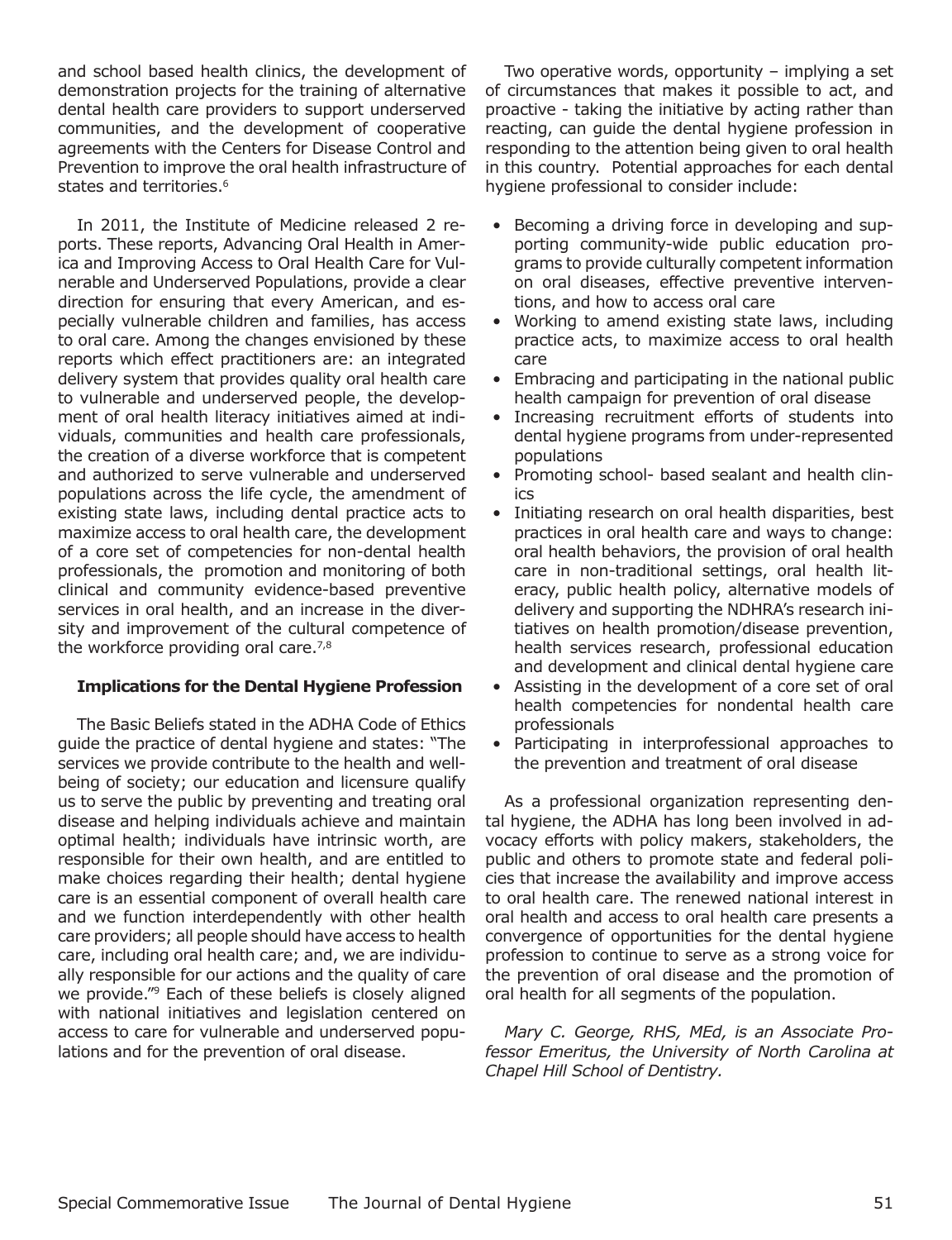and school based health clinics, the development of demonstration projects for the training of alternative dental health care providers to support underserved communities, and the development of cooperative agreements with the Centers for Disease Control and Prevention to improve the oral health infrastructure of states and territories.[6]

In 2011, the Institute of Medicine released 2 reports. These reports, Advancing Oral Health in America and Improving Access to Oral Health Care for Vulnerable and Underserved Populations, provide a clear direction for ensuring that every American, and especially vulnerable children and families, has access to oral care. Among the changes envisioned by these reports which effect practitioners are: an integrated delivery system that provides quality oral health care to vulnerable and underserved people, the development of oral health literacy initiatives aimed at individuals, communities and health care professionals, the creation of a diverse workforce that is competent and authorized to serve vulnerable and underserved populations across the life cycle, the amendment of existing state laws, including dental practice acts to maximize access to oral health care, the development of a core set of competencies for non-dental health professionals, the promotion and monitoring of both clinical and community evidence-based preventive services in oral health, and an increase in the diversity and improvement of the cultural competence of the workforce providing oral care.[7,8]

### Implications for the Dental Hygiene Profession

The Basic Beliefs stated in the ADHA Code of Ethics guide the practice of dental hygiene and states: "The services we provide contribute to the health and well-being of society; our education and licensure qualify us to serve the public by preventing and treating oral disease and helping individuals achieve and maintain optimal health; individuals have intrinsic worth, are responsible for their own health, and are entitled to make choices regarding their health; dental hygiene care is an essential component of overall health care and we function interdependently with other health care providers; all people should have access to health care, including oral health care; and, we are individually responsible for our actions and the quality of care we provide."[9] Each of these beliefs is closely aligned with national initiatives and legislation centered on access to care for vulnerable and underserved populations and for the prevention of oral disease.

Two operative words, opportunity – implying a set of circumstances that makes it possible to act, and proactive - taking the initiative by acting rather than reacting, can guide the dental hygiene profession in responding to the attention being given to oral health in this country. Potential approaches for each dental hygiene professional to consider include:

- Becoming a driving force in developing and supporting community-wide public education programs to provide culturally competent information on oral diseases, effective preventive interventions, and how to access oral care
- Working to amend existing state laws, including practice acts, to maximize access to oral health care
- Embracing and participating in the national public health campaign for prevention of oral disease
- Increasing recruitment efforts of students into dental hygiene programs from under-represented populations
- Promoting school- based sealant and health clinics
- Initiating research on oral health disparities, best practices in oral health care and ways to change: oral health behaviors, the provision of oral health care in non-traditional settings, oral health literacy, public health policy, alternative models of delivery and supporting the NDHRA's research initiatives on health promotion/disease prevention, health services research, professional education and development and clinical dental hygiene care
- Assisting in the development of a core set of oral health competencies for nondental health care professionals
- Participating in interprofessional approaches to the prevention and treatment of oral disease

As a professional organization representing dental hygiene, the ADHA has long been involved in advocacy efforts with policy makers, stakeholders, the public and others to promote state and federal policies that increase the availability and improve access to oral health care. The renewed national interest in oral health and access to oral health care presents a convergence of opportunities for the dental hygiene profession to continue to serve as a strong voice for the prevention of oral disease and the promotion of oral health for all segments of the population.

*Mary C. George, RHS, MEd, is an Associate Professor Emeritus, the University of North Carolina at Chapel Hill School of Dentistry.*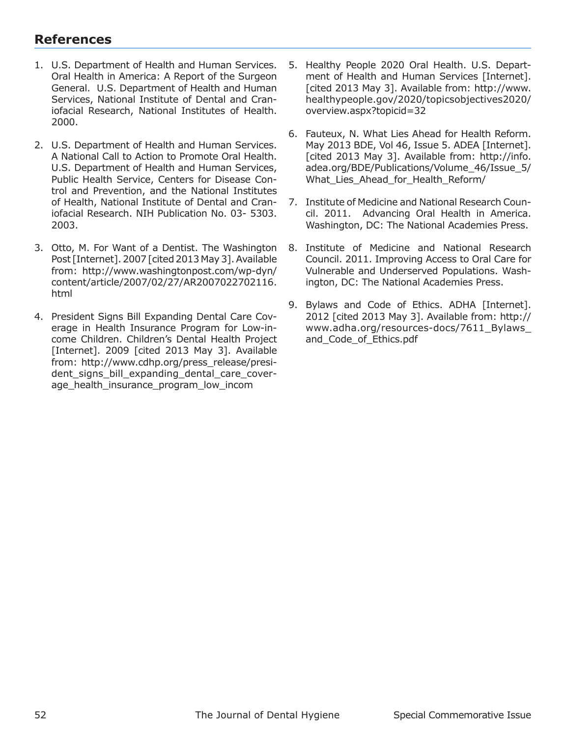## References

1. U.S. Department of Health and Human Services. Oral Health in America: A Report of the Surgeon General. U.S. Department of Health and Human Services, National Institute of Dental and Craniofacial Research, National Institutes of Health. 2000.
2. U.S. Department of Health and Human Services. A National Call to Action to Promote Oral Health. U.S. Department of Health and Human Services, Public Health Service, Centers for Disease Control and Prevention, and the National Institutes of Health, National Institute of Dental and Craniofacial Research. NIH Publication No. 03- 5303. 2003.
3. Otto, M. For Want of a Dentist. The Washington Post [Internet]. 2007 [cited 2013 May 3]. Available from: http://www.washingtonpost.com/wp-dyn/content/article/2007/02/27/AR2007022702116.html
4. President Signs Bill Expanding Dental Care Coverage in Health Insurance Program for Low-income Children. Children's Dental Health Project [Internet]. 2009 [cited 2013 May 3]. Available from: http://www.cdhp.org/press_release/president_signs_bill_expanding_dental_care_coverage_health_insurance_program_low_incom
5. Healthy People 2020 Oral Health. U.S. Department of Health and Human Services [Internet]. [cited 2013 May 3]. Available from: http://www.healthypeople.gov/2020/topicsobjectives2020/overview.aspx?topicid=32
6. Fauteux, N. What Lies Ahead for Health Reform. May 2013 BDE, Vol 46, Issue 5. ADEA [Internet]. [cited 2013 May 3]. Available from: http://info.adea.org/BDE/Publications/Volume_46/Issue_5/What_Lies_Ahead_for_Health_Reform/
7. Institute of Medicine and National Research Council. 2011. Advancing Oral Health in America. Washington, DC: The National Academies Press.
8. Institute of Medicine and National Research Council. 2011. Improving Access to Oral Care for Vulnerable and Underserved Populations. Washington, DC: The National Academies Press.
9. Bylaws and Code of Ethics. ADHA [Internet]. 2012 [cited 2013 May 3]. Available from: http://www.adha.org/resources-docs/7611_Bylaws_and_Code_of_Ethics.pdf